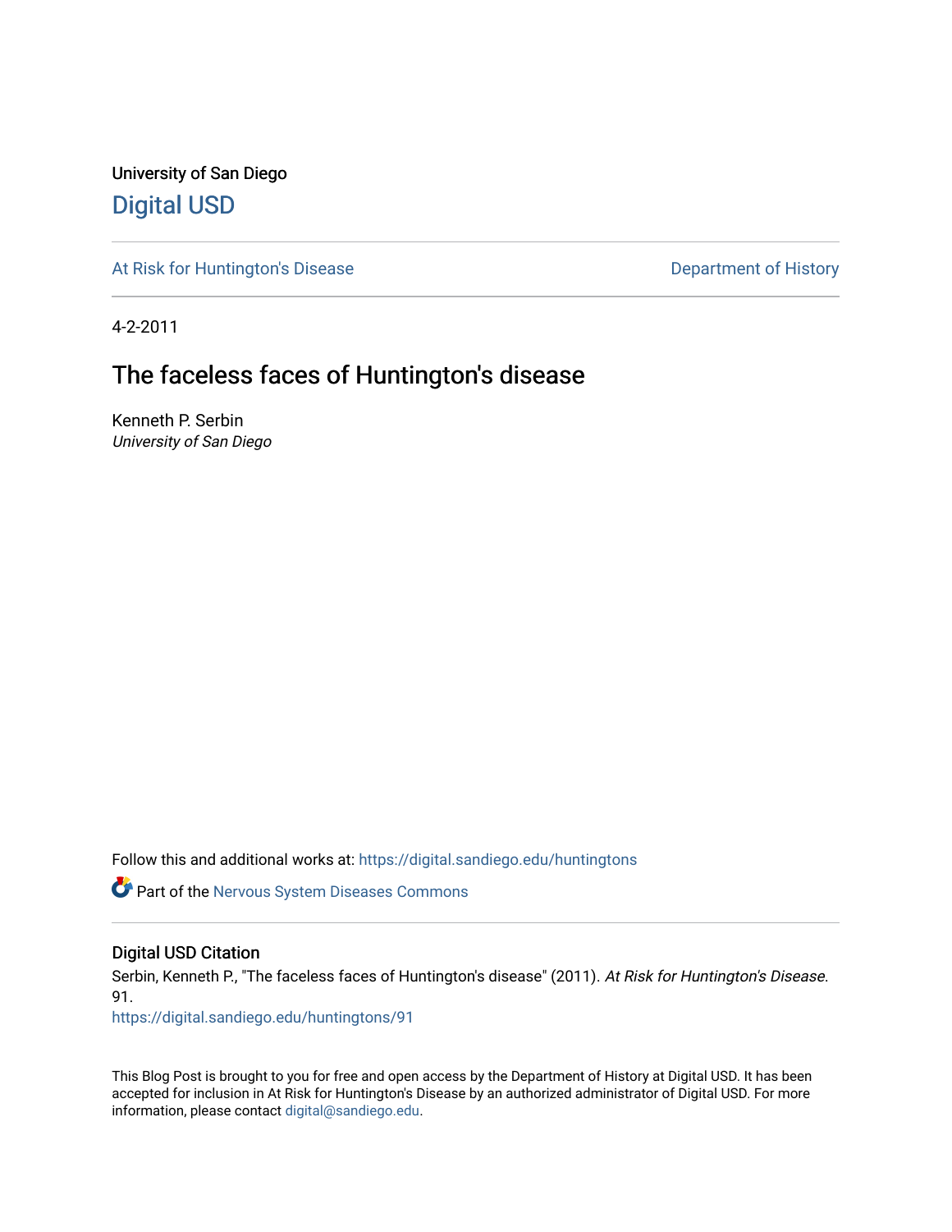University of San Diego

# Digital USD

At Risk for Huntington's Disease

Department of History

4-2-2011

# The faceless faces of Huntington's disease

Kenneth P. Serbin
*University of San Diego*

Follow this and additional works at: https://digital.sandiego.edu/huntingtons

Part of the Nervous System Diseases Commons

## Digital USD Citation

Serbin, Kenneth P., "The faceless faces of Huntington's disease" (2011). *At Risk for Huntington's Disease*. 91.
https://digital.sandiego.edu/huntingtons/91

This Blog Post is brought to you for free and open access by the Department of History at Digital USD. It has been accepted for inclusion in At Risk for Huntington's Disease by an authorized administrator of Digital USD. For more information, please contact digital@sandiego.edu.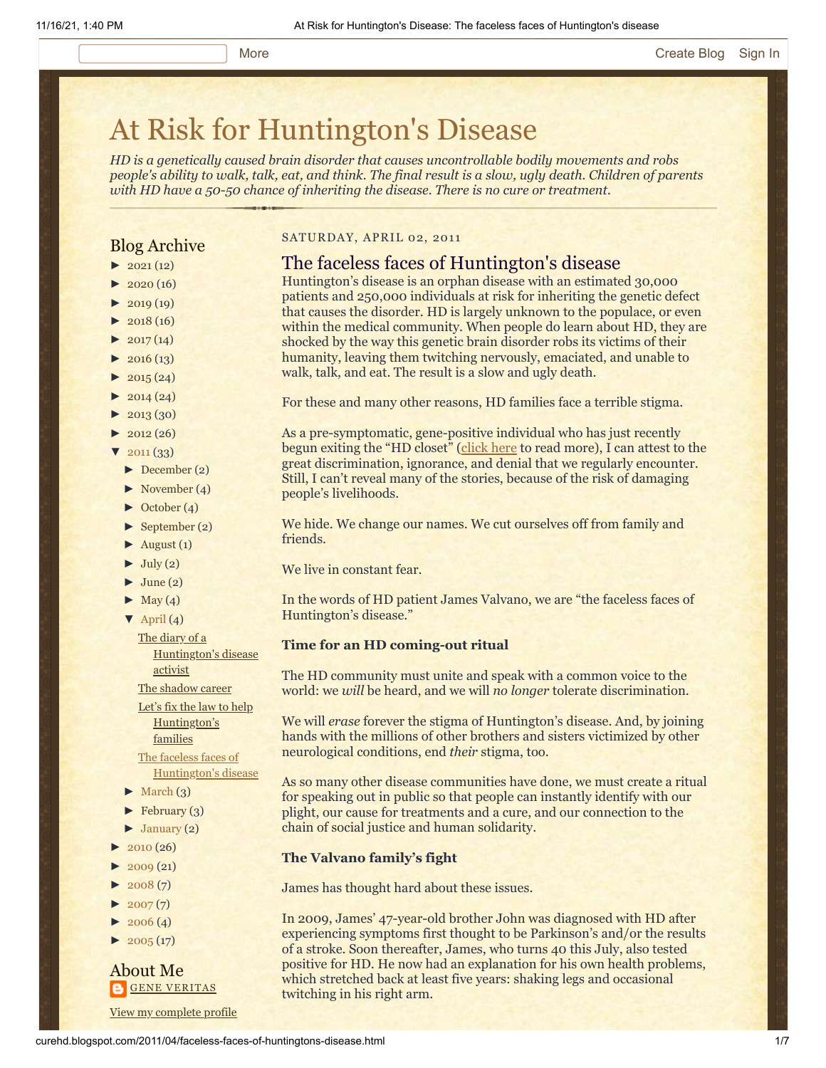# At Risk for Huntington's Disease

*HD is a genetically caused brain disorder that causes uncontrollable bodily movements and robs people's ability to walk, talk, eat, and think. The final result is a slow, ugly death. Children of parents with HD have a 50-50 chance of inheriting the disease. There is no cure or treatment.*

## Blog Archive

- ► 2021 (12)
- ► 2020 (16)
- ► 2019 (19)
- ► 2018 (16)
- ► 2017 (14)
- ► 2016 (13)
- ► 2015 (24)
- ► 2014 (24)
- ► 2013 (30)
- ► 2012 (26)
- ▼ 2011 (33)
  - ► December (2)
  - ► November (4)
  - ► October (4)
  - ► September (2)
  - ► August (1)
  - ► July (2)
  - ► June (2)
  - ► May (4)
  - ▼ April (4)
    - The diary of a Huntington's disease activist
    - The shadow career
    - Let's fix the law to help Huntington's families
    - The faceless faces of Huntington's disease
  - ► March (3)
  - ► February (3)
  - ► January (2)
- ► 2010 (26)
- ► 2009 (21)
- ► 2008 (7)
- ► 2007 (7)
- ► 2006 (4)
- ► 2005 (17)

## About Me

GENE VERITAS

View my complete profile

SATURDAY, APRIL 02, 2011

## The faceless faces of Huntington's disease

Huntington's disease is an orphan disease with an estimated 30,000 patients and 250,000 individuals at risk for inheriting the genetic defect that causes the disorder. HD is largely unknown to the populace, or even within the medical community. When people do learn about HD, they are shocked by the way this genetic brain disorder robs its victims of their humanity, leaving them twitching nervously, emaciated, and unable to walk, talk, and eat. The result is a slow and ugly death.

For these and many other reasons, HD families face a terrible stigma.

As a pre-symptomatic, gene-positive individual who has just recently begun exiting the "HD closet" (click here to read more), I can attest to the great discrimination, ignorance, and denial that we regularly encounter. Still, I can't reveal many of the stories, because of the risk of damaging people's livelihoods.

We hide. We change our names. We cut ourselves off from family and friends.

We live in constant fear.

In the words of HD patient James Valvano, we are "the faceless faces of Huntington's disease."

**Time for an HD coming-out ritual**

The HD community must unite and speak with a common voice to the world: we *will* be heard, and we will *no longer* tolerate discrimination.

We will *erase* forever the stigma of Huntington's disease. And, by joining hands with the millions of other brothers and sisters victimized by other neurological conditions, end *their* stigma, too.

As so many other disease communities have done, we must create a ritual for speaking out in public so that people can instantly identify with our plight, our cause for treatments and a cure, and our connection to the chain of social justice and human solidarity.

**The Valvano family's fight**

James has thought hard about these issues.

In 2009, James' 47-year-old brother John was diagnosed with HD after experiencing symptoms first thought to be Parkinson's and/or the results of a stroke. Soon thereafter, James, who turns 40 this July, also tested positive for HD. He now had an explanation for his own health problems, which stretched back at least five years: shaking legs and occasional twitching in his right arm.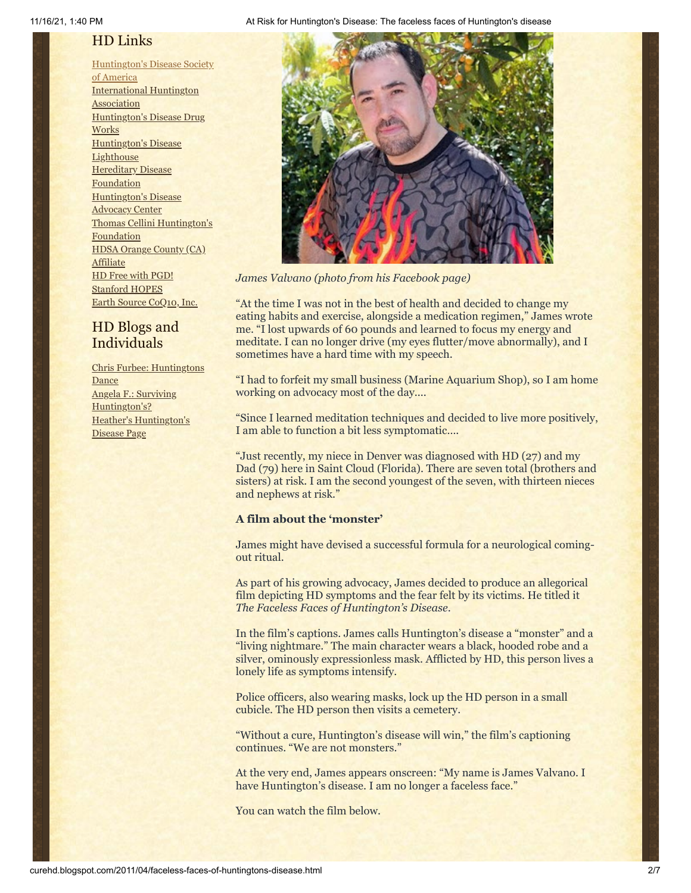## HD Links

[Huntington's Disease Society of America](#)
[International Huntington Association](#)
[Huntington's Disease Drug Works](#)
[Huntington's Disease Lighthouse](#)
[Hereditary Disease Foundation](#)
[Huntington's Disease Advocacy Center](#)
[Thomas Cellini Huntington's Foundation](#)
[HDSA Orange County (CA) Affiliate](#)
[HD Free with PGD!](#)
[Stanford HOPES](#)
[Earth Source CoQ10, Inc.](#)

## HD Blogs and Individuals

[Chris Furbee: Huntingtons Dance](#)
[Angela F.: Surviving Huntington's?](#)
[Heather's Huntington's Disease Page](#)

*James Valvano (photo from his Facebook page)*

"At the time I was not in the best of health and decided to change my eating habits and exercise, alongside a medication regimen," James wrote me. "I lost upwards of 60 pounds and learned to focus my energy and meditate. I can no longer drive (my eyes flutter/move abnormally), and I sometimes have a hard time with my speech.

"I had to forfeit my small business (Marine Aquarium Shop), so I am home working on advocacy most of the day….

"Since I learned meditation techniques and decided to live more positively, I am able to function a bit less symptomatic….

"Just recently, my niece in Denver was diagnosed with HD (27) and my Dad (79) here in Saint Cloud (Florida). There are seven total (brothers and sisters) at risk. I am the second youngest of the seven, with thirteen nieces and nephews at risk."

**A film about the 'monster'**

James might have devised a successful formula for a neurological coming-out ritual.

As part of his growing advocacy, James decided to produce an allegorical film depicting HD symptoms and the fear felt by its victims. He titled it *The Faceless Faces of Huntington's Disease*.

In the film's captions. James calls Huntington's disease a "monster" and a "living nightmare." The main character wears a black, hooded robe and a silver, ominously expressionless mask. Afflicted by HD, this person lives a lonely life as symptoms intensify.

Police officers, also wearing masks, lock up the HD person in a small cubicle. The HD person then visits a cemetery.

"Without a cure, Huntington's disease will win," the film's captioning continues. "We are not monsters."

At the very end, James appears onscreen: "My name is James Valvano. I have Huntington's disease. I am no longer a faceless face."

You can watch the film below.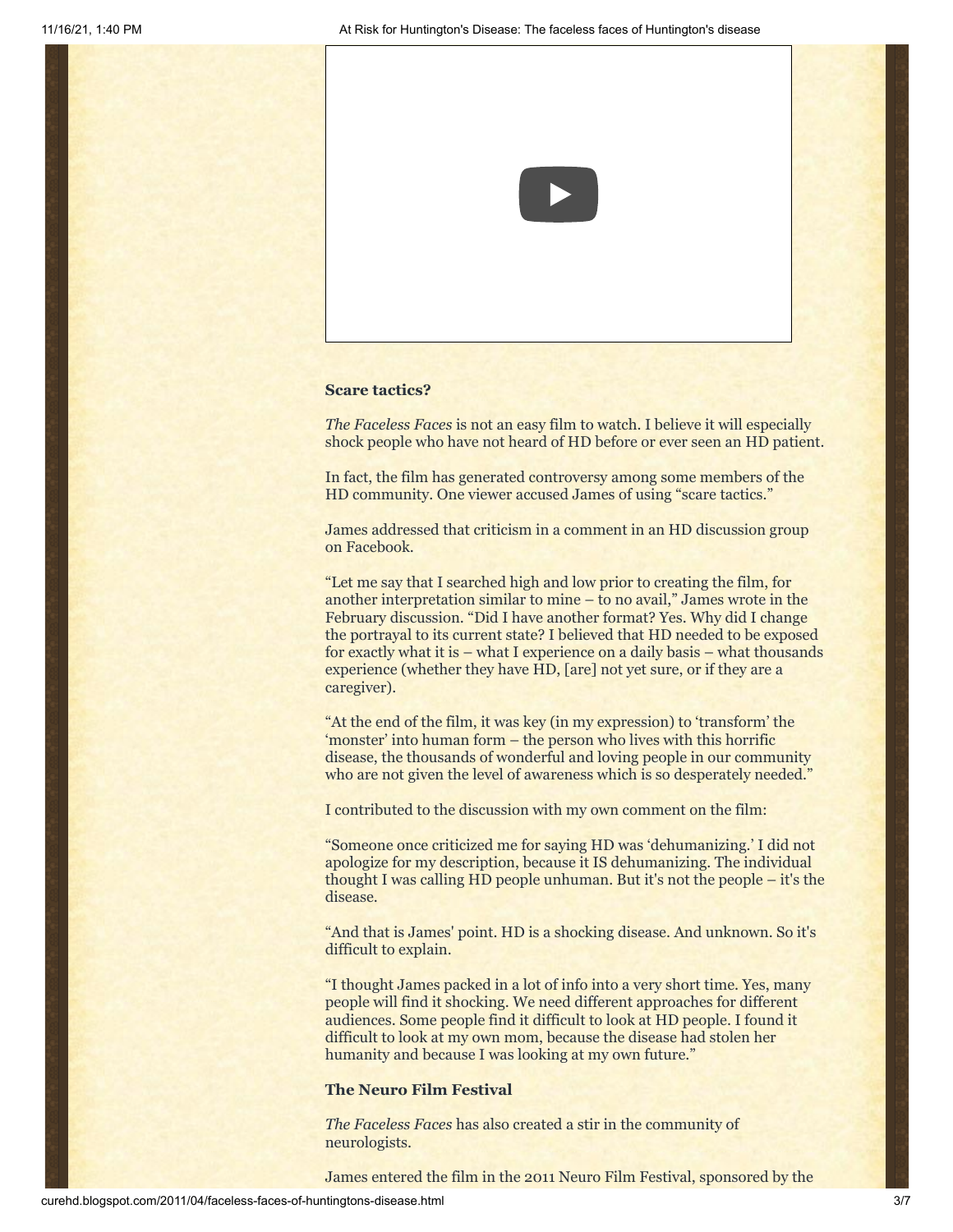### Scare tactics?

*The Faceless Faces* is not an easy film to watch. I believe it will especially shock people who have not heard of HD before or ever seen an HD patient.

In fact, the film has generated controversy among some members of the HD community. One viewer accused James of using "scare tactics."

James addressed that criticism in a comment in an HD discussion group on Facebook.

"Let me say that I searched high and low prior to creating the film, for another interpretation similar to mine – to no avail," James wrote in the February discussion. "Did I have another format? Yes. Why did I change the portrayal to its current state? I believed that HD needed to be exposed for exactly what it is – what I experience on a daily basis – what thousands experience (whether they have HD, [are] not yet sure, or if they are a caregiver).

"At the end of the film, it was key (in my expression) to 'transform' the 'monster' into human form – the person who lives with this horrific disease, the thousands of wonderful and loving people in our community who are not given the level of awareness which is so desperately needed."

I contributed to the discussion with my own comment on the film:

"Someone once criticized me for saying HD was 'dehumanizing.' I did not apologize for my description, because it IS dehumanizing. The individual thought I was calling HD people unhuman. But it's not the people – it's the disease.

"And that is James' point. HD is a shocking disease. And unknown. So it's difficult to explain.

"I thought James packed in a lot of info into a very short time. Yes, many people will find it shocking. We need different approaches for different audiences. Some people find it difficult to look at HD people. I found it difficult to look at my own mom, because the disease had stolen her humanity and because I was looking at my own future."

### The Neuro Film Festival

*The Faceless Faces* has also created a stir in the community of neurologists.

James entered the film in the 2011 Neuro Film Festival, sponsored by the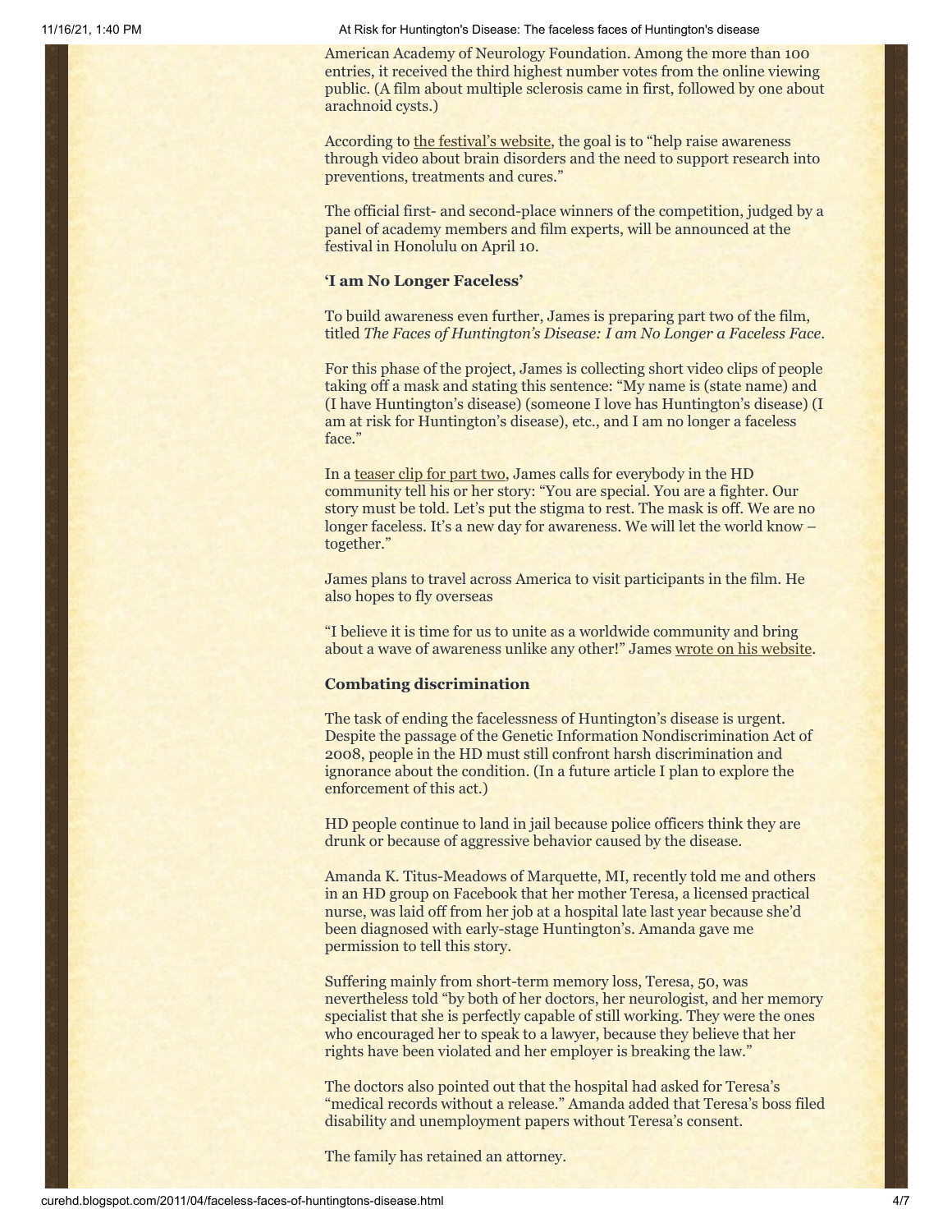American Academy of Neurology Foundation. Among the more than 100 entries, it received the third highest number votes from the online viewing public. (A film about multiple sclerosis came in first, followed by one about arachnoid cysts.)

According to the festival's website, the goal is to "help raise awareness through video about brain disorders and the need to support research into preventions, treatments and cures."

The official first- and second-place winners of the competition, judged by a panel of academy members and film experts, will be announced at the festival in Honolulu on April 10.

**'I am No Longer Faceless'**

To build awareness even further, James is preparing part two of the film, titled *The Faces of Huntington's Disease: I am No Longer a Faceless Face*.

For this phase of the project, James is collecting short video clips of people taking off a mask and stating this sentence: "My name is (state name) and (I have Huntington's disease) (someone I love has Huntington's disease) (I am at risk for Huntington's disease), etc., and I am no longer a faceless face."

In a teaser clip for part two, James calls for everybody in the HD community tell his or her story: "You are special. You are a fighter. Our story must be told. Let's put the stigma to rest. The mask is off. We are no longer faceless. It's a new day for awareness. We will let the world know – together."

James plans to travel across America to visit participants in the film. He also hopes to fly overseas

"I believe it is time for us to unite as a worldwide community and bring about a wave of awareness unlike any other!" James wrote on his website.

**Combating discrimination**

The task of ending the facelessness of Huntington's disease is urgent. Despite the passage of the Genetic Information Nondiscrimination Act of 2008, people in the HD must still confront harsh discrimination and ignorance about the condition. (In a future article I plan to explore the enforcement of this act.)

HD people continue to land in jail because police officers think they are drunk or because of aggressive behavior caused by the disease.

Amanda K. Titus-Meadows of Marquette, MI, recently told me and others in an HD group on Facebook that her mother Teresa, a licensed practical nurse, was laid off from her job at a hospital late last year because she'd been diagnosed with early-stage Huntington's. Amanda gave me permission to tell this story.

Suffering mainly from short-term memory loss, Teresa, 50, was nevertheless told "by both of her doctors, her neurologist, and her memory specialist that she is perfectly capable of still working. They were the ones who encouraged her to speak to a lawyer, because they believe that her rights have been violated and her employer is breaking the law."

The doctors also pointed out that the hospital had asked for Teresa's "medical records without a release." Amanda added that Teresa's boss filed disability and unemployment papers without Teresa's consent.

The family has retained an attorney.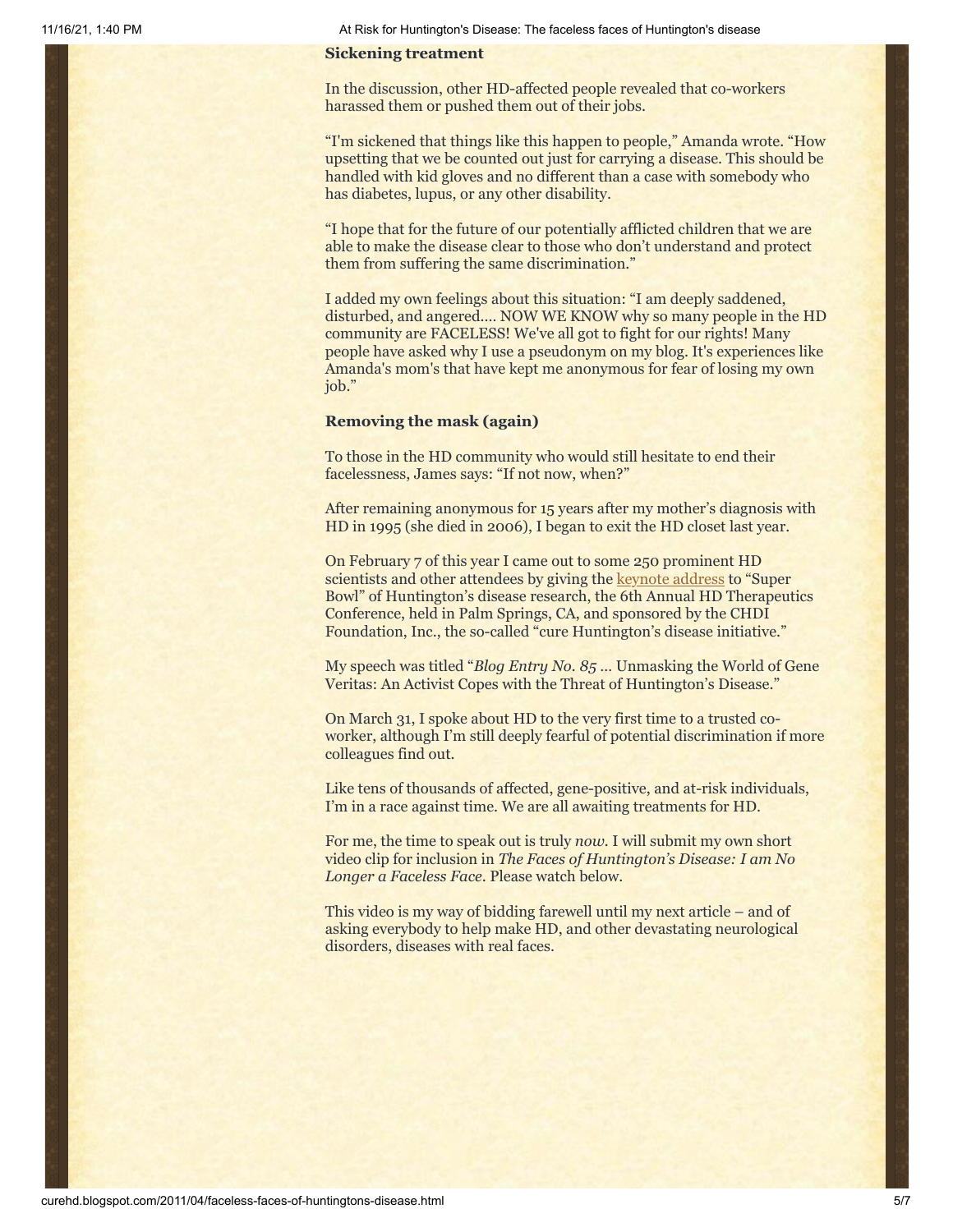### Sickening treatment

In the discussion, other HD-affected people revealed that co-workers harassed them or pushed them out of their jobs.

"I'm sickened that things like this happen to people," Amanda wrote. "How upsetting that we be counted out just for carrying a disease. This should be handled with kid gloves and no different than a case with somebody who has diabetes, lupus, or any other disability.

"I hope that for the future of our potentially afflicted children that we are able to make the disease clear to those who don't understand and protect them from suffering the same discrimination."

I added my own feelings about this situation: "I am deeply saddened, disturbed, and angered.... NOW WE KNOW why so many people in the HD community are FACELESS! We've all got to fight for our rights! Many people have asked why I use a pseudonym on my blog. It's experiences like Amanda's mom's that have kept me anonymous for fear of losing my own job."

### Removing the mask (again)

To those in the HD community who would still hesitate to end their facelessness, James says: "If not now, when?"

After remaining anonymous for 15 years after my mother's diagnosis with HD in 1995 (she died in 2006), I began to exit the HD closet last year.

On February 7 of this year I came out to some 250 prominent HD scientists and other attendees by giving the keynote address to "Super Bowl" of Huntington's disease research, the 6th Annual HD Therapeutics Conference, held in Palm Springs, CA, and sponsored by the CHDI Foundation, Inc., the so-called "cure Huntington's disease initiative."

My speech was titled "*Blog Entry No. 85* ... Unmasking the World of Gene Veritas: An Activist Copes with the Threat of Huntington's Disease."

On March 31, I spoke about HD to the very first time to a trusted co-worker, although I'm still deeply fearful of potential discrimination if more colleagues find out.

Like tens of thousands of affected, gene-positive, and at-risk individuals, I'm in a race against time. We are all awaiting treatments for HD.

For me, the time to speak out is truly *now*. I will submit my own short video clip for inclusion in *The Faces of Huntington's Disease: I am No Longer a Faceless Face*. Please watch below.

This video is my way of bidding farewell until my next article – and of asking everybody to help make HD, and other devastating neurological disorders, diseases with real faces.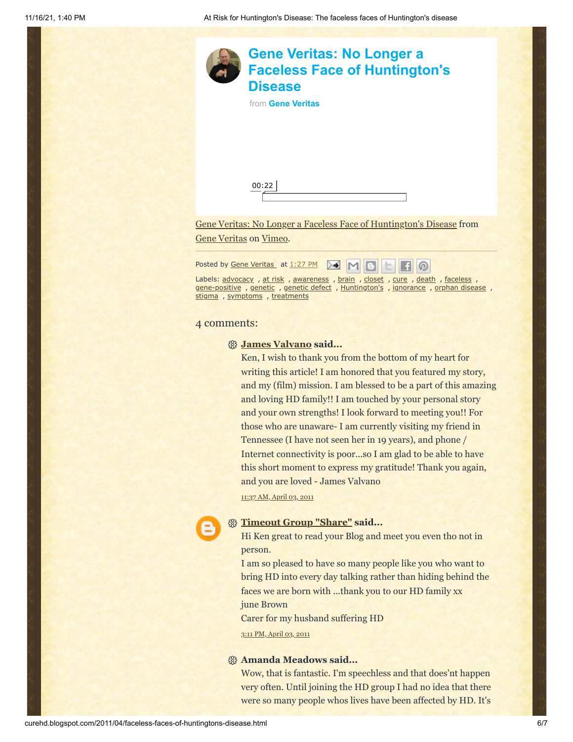## Gene Veritas: No Longer a Faceless Face of Huntington's Disease

from **Gene Veritas**

00:22

Gene Veritas: No Longer a Faceless Face of Huntington's Disease from Gene Veritas on Vimeo.

Posted by Gene Veritas at 1:27 PM

Labels: advocacy , at risk , awareness , brain , closet , cure , death , faceless , gene-positive , genetic , genetic defect , Huntington's , ignorance , orphan disease , stigma , symptoms , treatments

### 4 comments:

**James Valvano said...**

Ken, I wish to thank you from the bottom of my heart for writing this article! I am honored that you featured my story, and my (film) mission. I am blessed to be a part of this amazing and loving HD family!! I am touched by your personal story and your own strengths! I look forward to meeting you!! For those who are unaware- I am currently visiting my friend in Tennessee (I have not seen her in 19 years), and phone / Internet connectivity is poor...so I am glad to be able to have this short moment to express my gratitude! Thank you again, and you are loved - James Valvano

11:37 AM, April 03, 2011

**Timeout Group "Share" said...**

Hi Ken great to read your Blog and meet you even tho not in person.
I am so pleased to have so many people like you who want to bring HD into every day talking rather than hiding behind the faces we are born with ...thank you to our HD family xx
june Brown
Carer for my husband suffering HD

3:11 PM, April 03, 2011

**Amanda Meadows said...**

Wow, that is fantastic. I'm speechless and that does'nt happen very often. Until joining the HD group I had no idea that there were so many people whos lives have been affected by HD. It's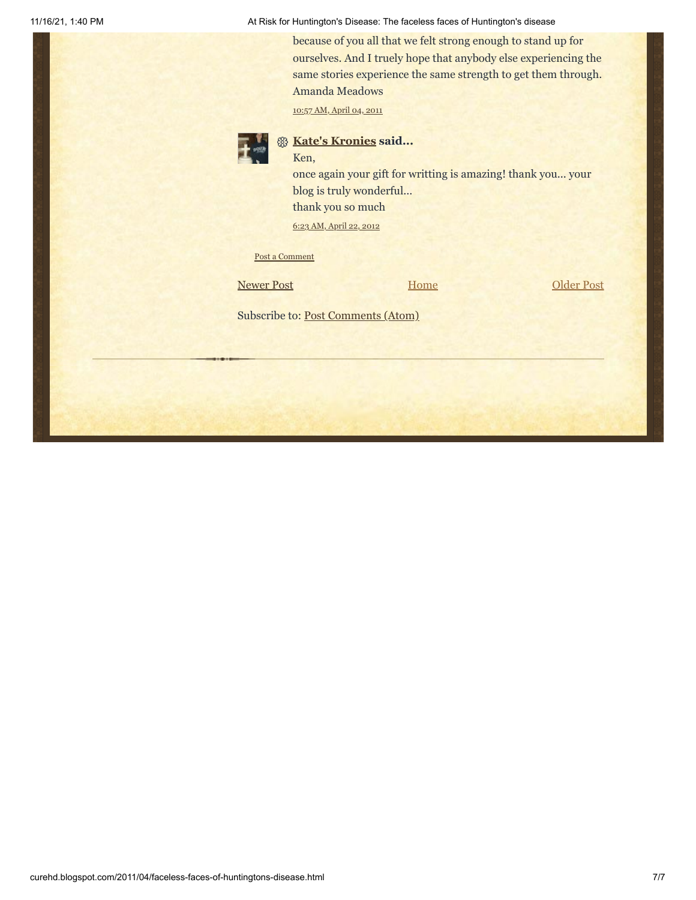because of you all that we felt strong enough to stand up for ourselves. And I truely hope that anybody else experiencing the same stories experience the same strength to get them through.
Amanda Meadows

10:57 AM, April 04, 2011

**Kate's Kronies said...**

Ken,
once again your gift for writting is amazing! thank you... your blog is truly wonderful...
thank you so much

6:23 AM, April 22, 2012

Post a Comment

Newer Post | Home | Older Post

Subscribe to: Post Comments (Atom)